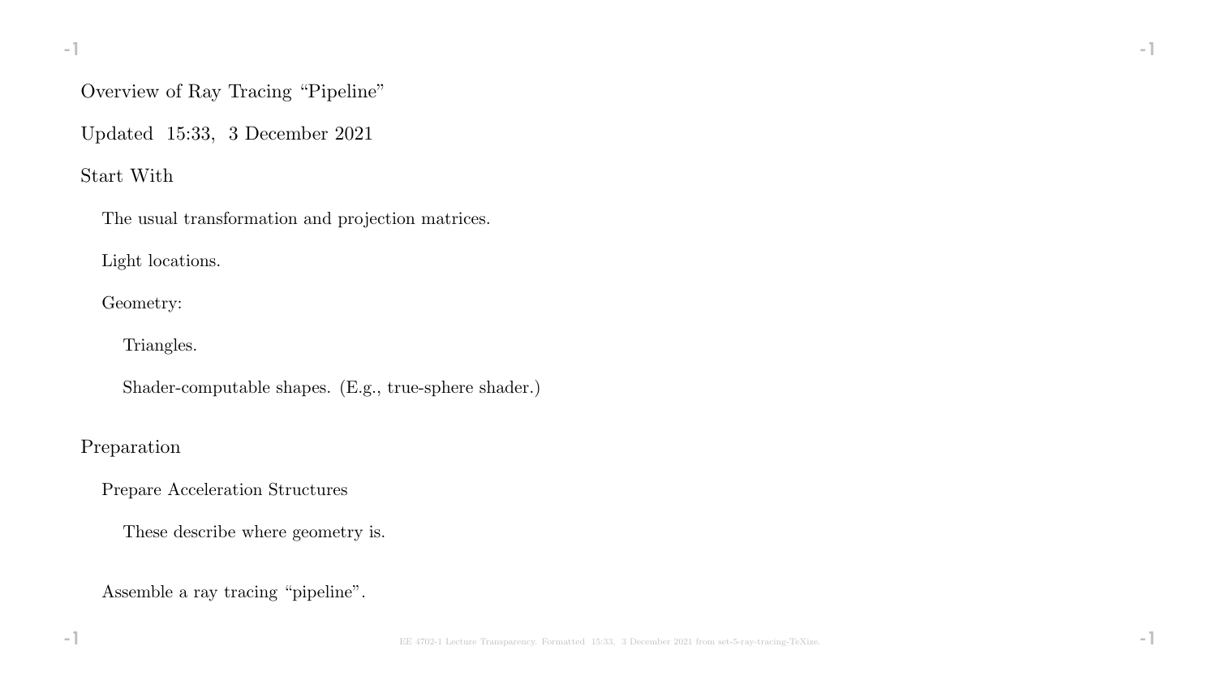# Overview of Ray Tracing "Pipeline"

Updated 15:33, 3 December 2021

## Start With

- The usual transformation and projection matrices.
- Light locations.
- Geometry:
  - Triangles.
  - Shader-computable shapes. (E.g., true-sphere shader.)

## Preparation

- Prepare Acceleration Structures
  - These describe where geometry is.
- Assemble a ray tracing "pipeline".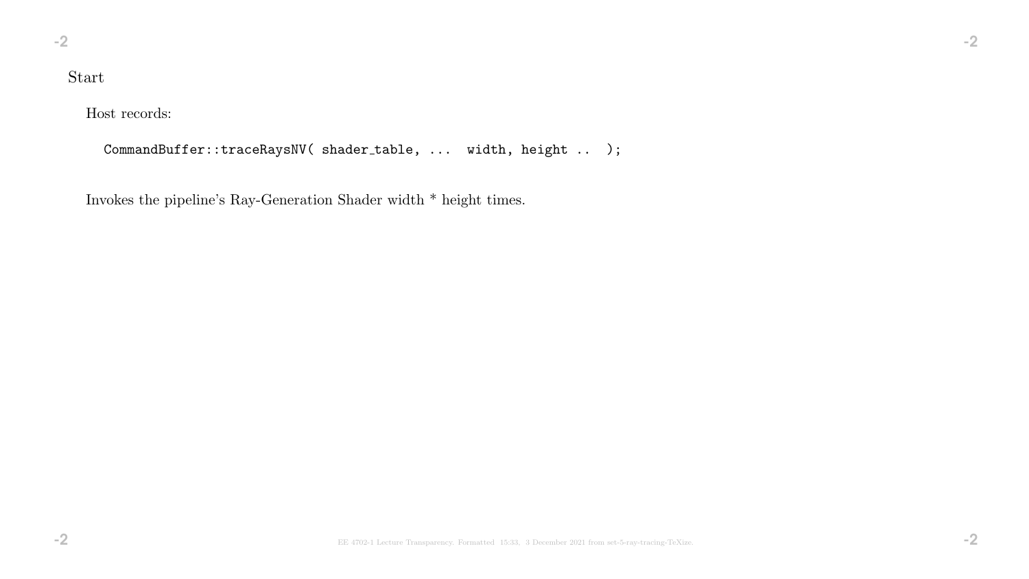Start

Host records:

```
CommandBuffer::traceRaysNV( shader_table, ...  width, height ..  );
```

Invokes the pipeline's Ray-Generation Shader width * height times.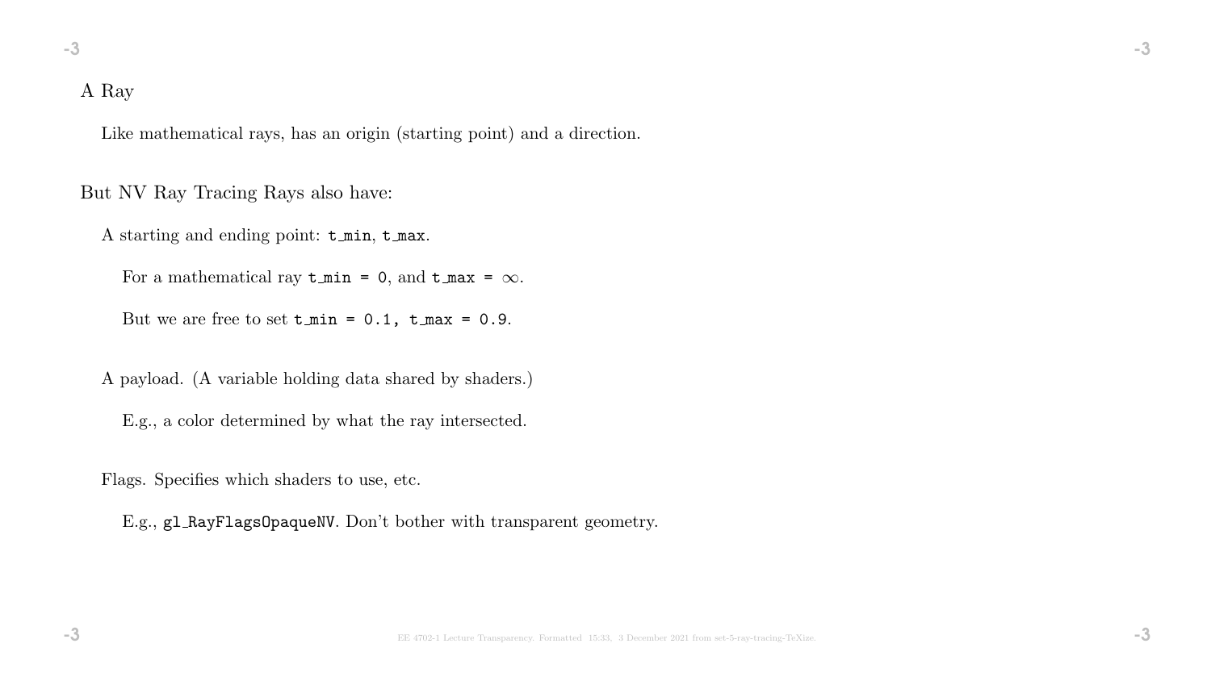## A Ray

Like mathematical rays, has an origin (starting point) and a direction.

But NV Ray Tracing Rays also have:

- A starting and ending point: `t_min`, `t_max`.
  - For a mathematical ray `t_min = 0`, and `t_max =` $\infty$.
  - But we are free to set `t_min = 0.1, t_max = 0.9`.
- A payload. (A variable holding data shared by shaders.)
  - E.g., a color determined by what the ray intersected.
- Flags. Specifies which shaders to use, etc.
  - E.g., `gl_RayFlagsOpaqueNV`. Don't bother with transparent geometry.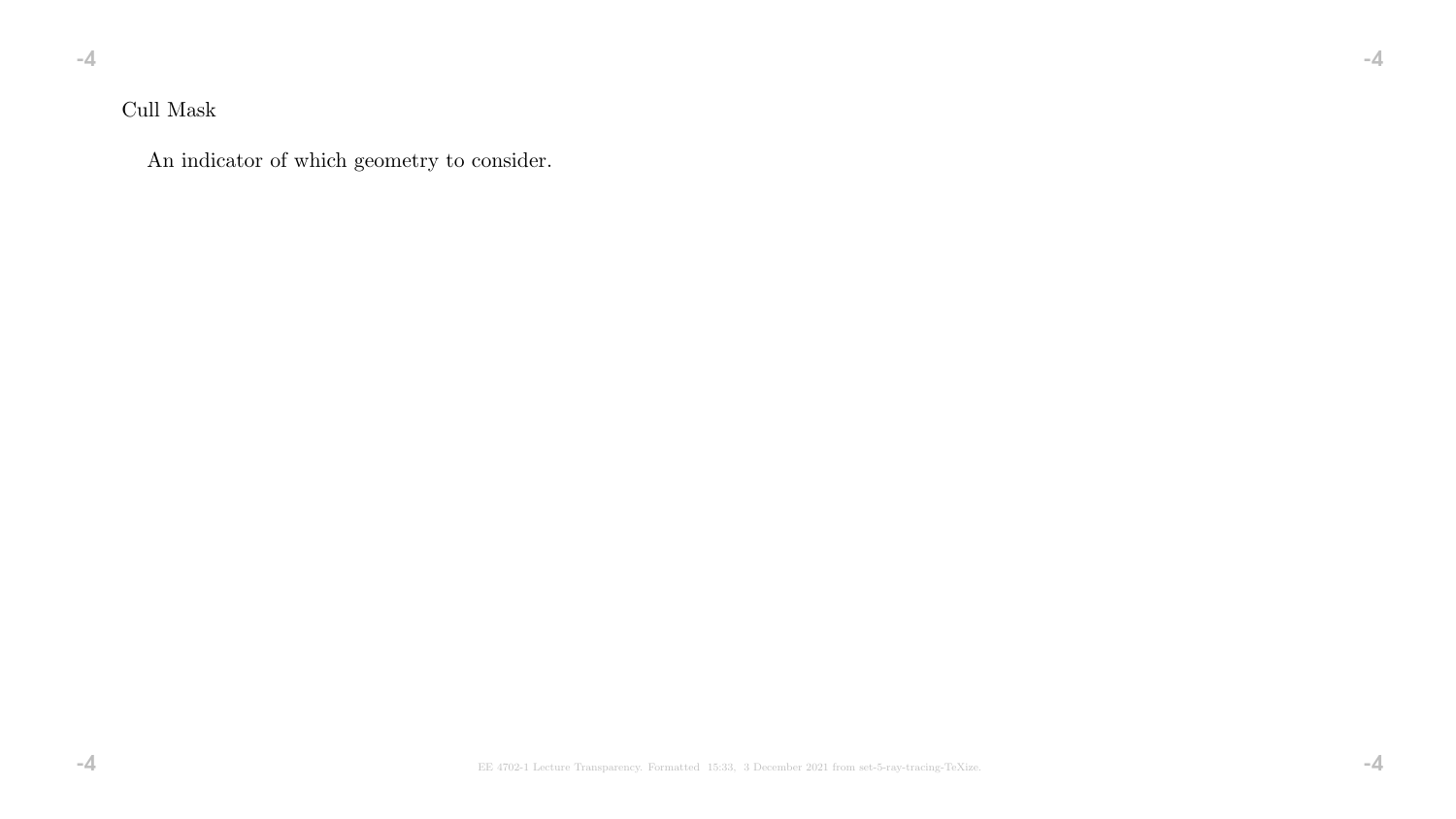## Cull Mask

An indicator of which geometry to consider.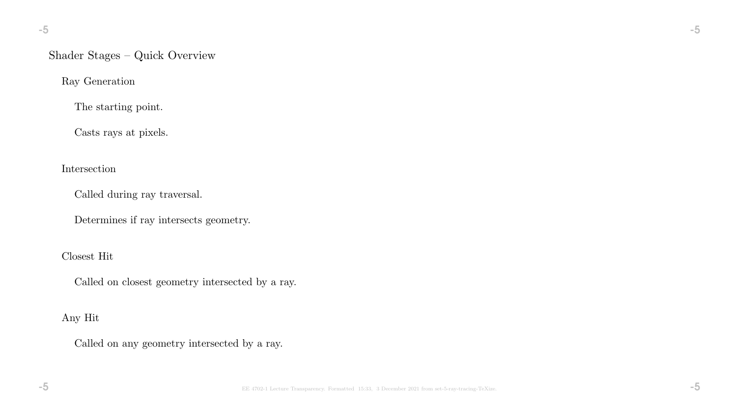## Shader Stages – Quick Overview

### Ray Generation

The starting point.

Casts rays at pixels.

### Intersection

Called during ray traversal.

Determines if ray intersects geometry.

### Closest Hit

Called on closest geometry intersected by a ray.

### Any Hit

Called on any geometry intersected by a ray.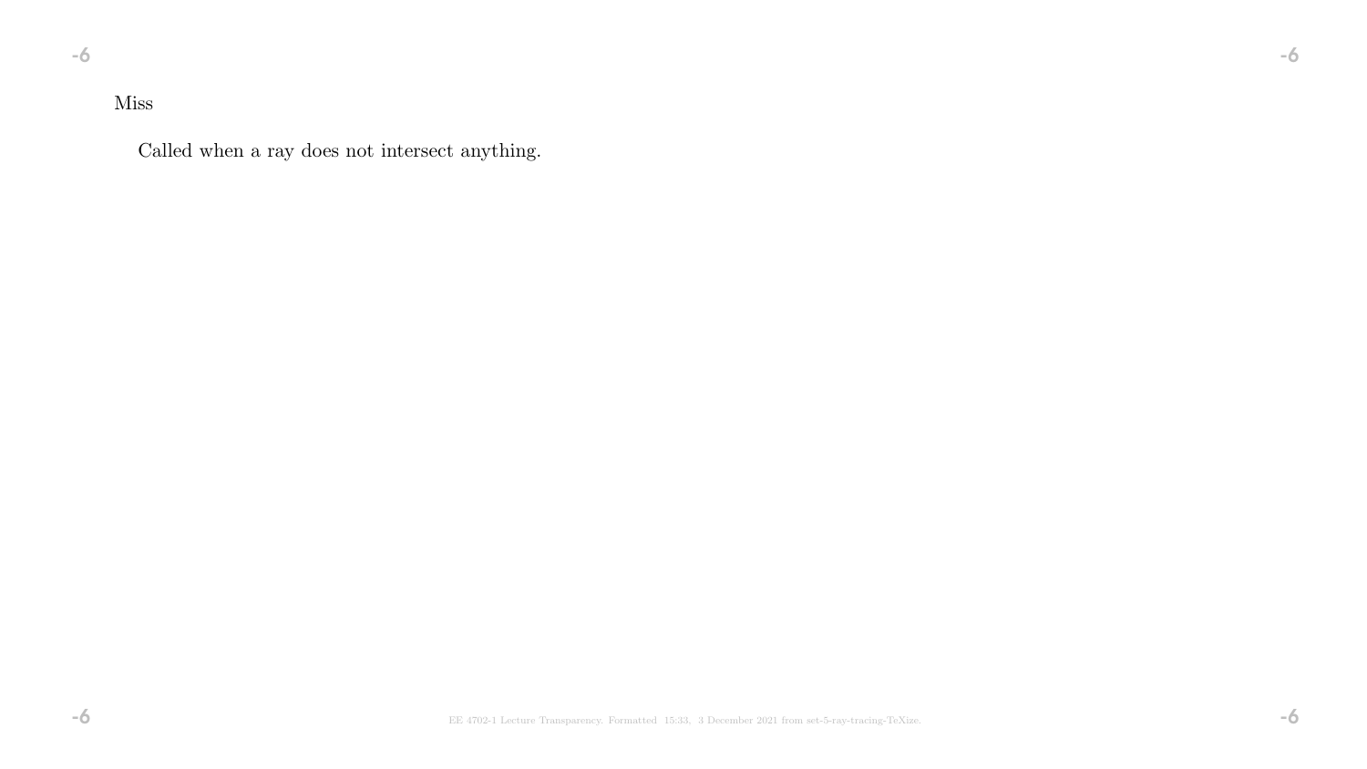Miss

Called when a ray does not intersect anything.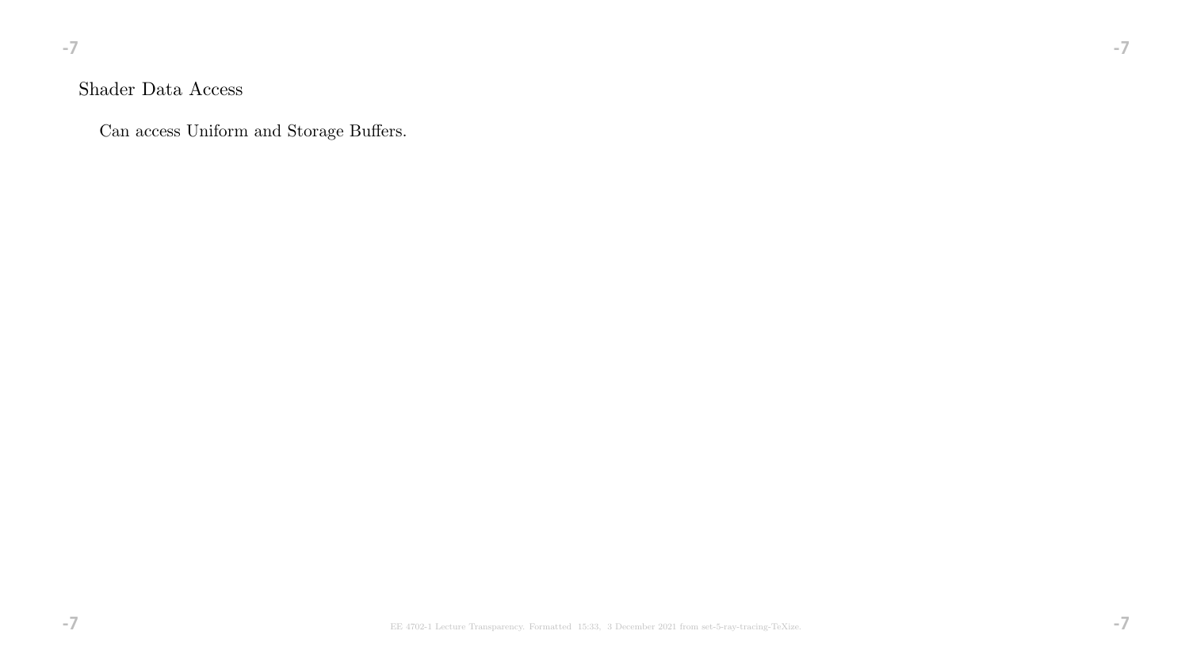## Shader Data Access

Can access Uniform and Storage Buffers.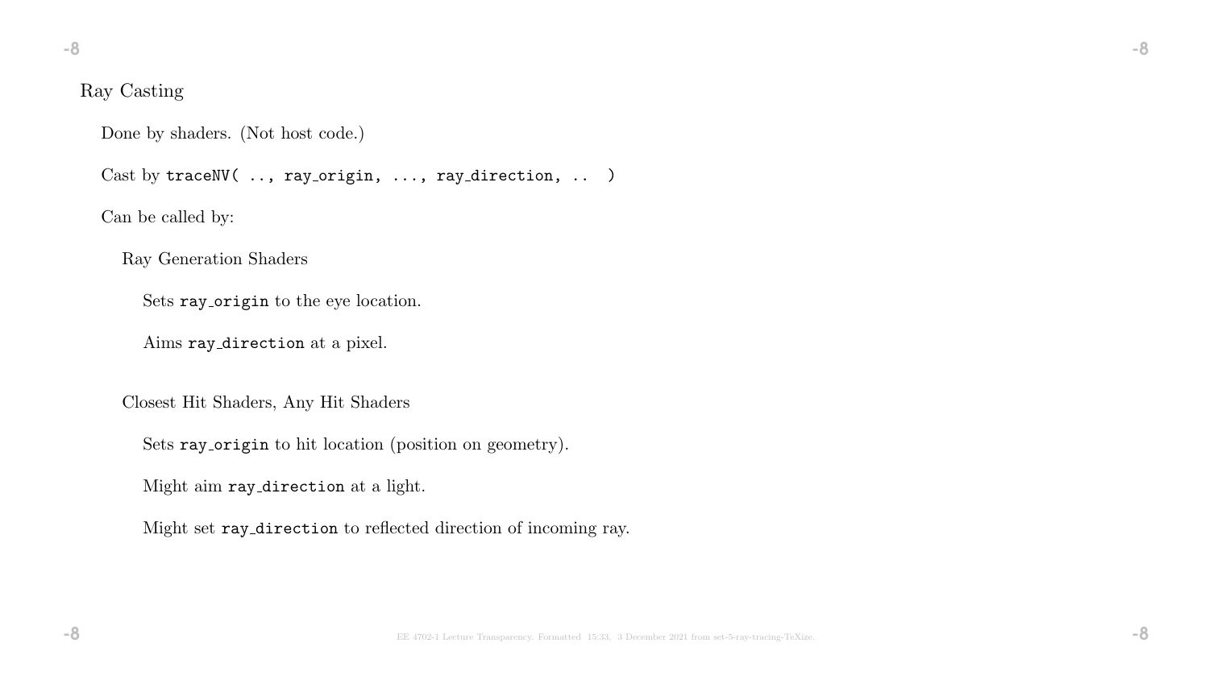# Ray Casting

Done by shaders. (Not host code.)

Cast by `traceNV( .., ray_origin, ..., ray_direction, .. )`

Can be called by:

- Ray Generation Shaders
  - Sets `ray_origin` to the eye location.
  - Aims `ray_direction` at a pixel.

- Closest Hit Shaders, Any Hit Shaders
  - Sets `ray_origin` to hit location (position on geometry).
  - Might aim `ray_direction` at a light.
  - Might set `ray_direction` to reflected direction of incoming ray.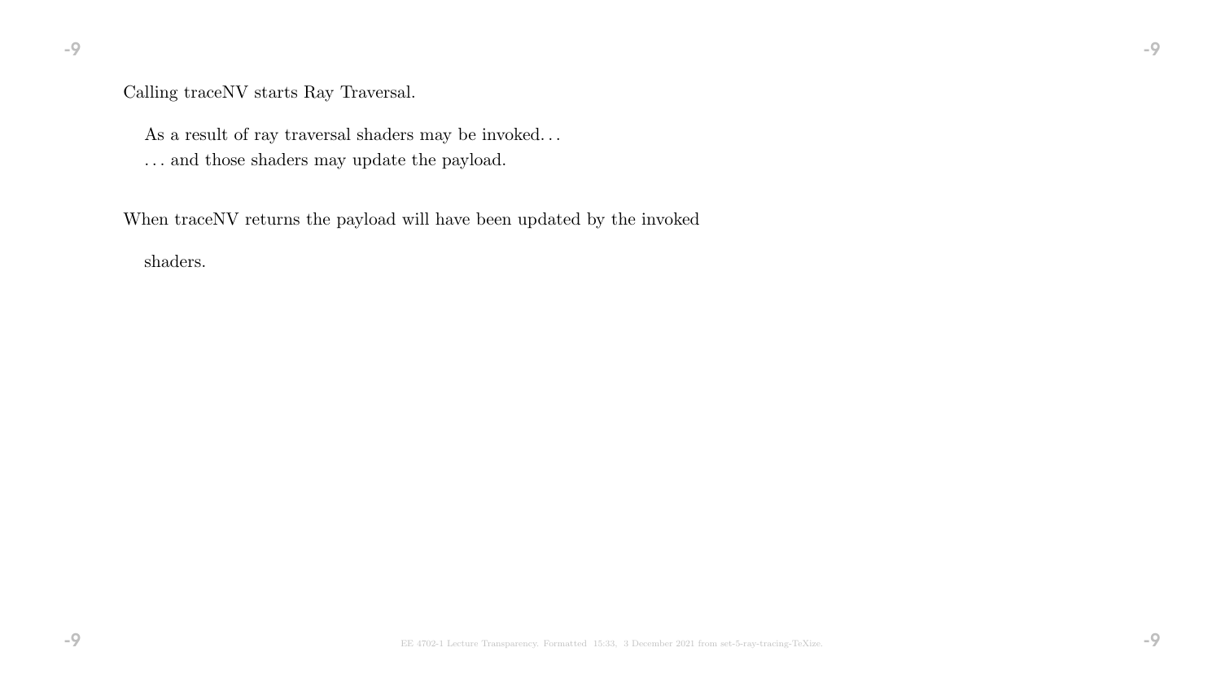Calling traceNV starts Ray Traversal.

As a result of ray traversal shaders may be invoked…
… and those shaders may update the payload.

When traceNV returns the payload will have been updated by the invoked shaders.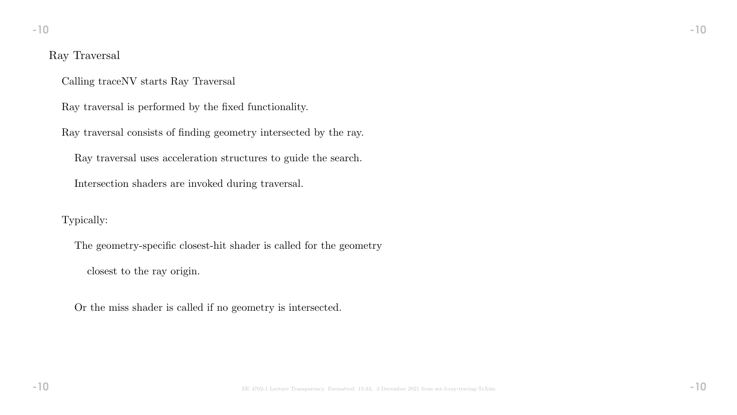## Ray Traversal

Calling traceNV starts Ray Traversal

Ray traversal is performed by the fixed functionality.

Ray traversal consists of finding geometry intersected by the ray.

- Ray traversal uses acceleration structures to guide the search.

- Intersection shaders are invoked during traversal.

Typically:

- The geometry-specific closest-hit shader is called for the geometry

  - closest to the ray origin.

- Or the miss shader is called if no geometry is intersected.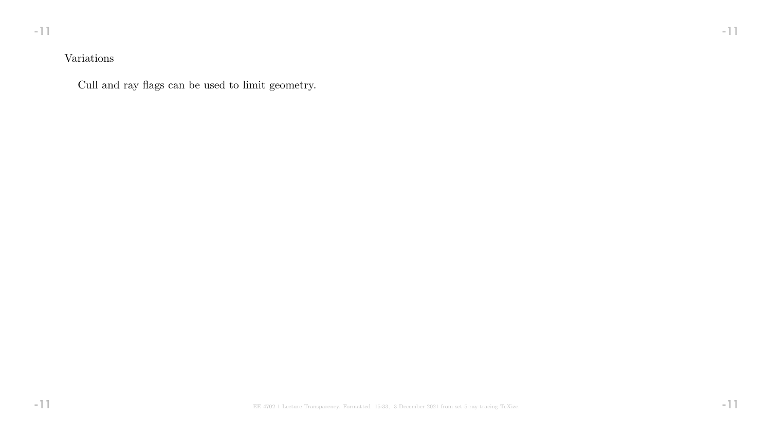## Variations

Cull and ray flags can be used to limit geometry.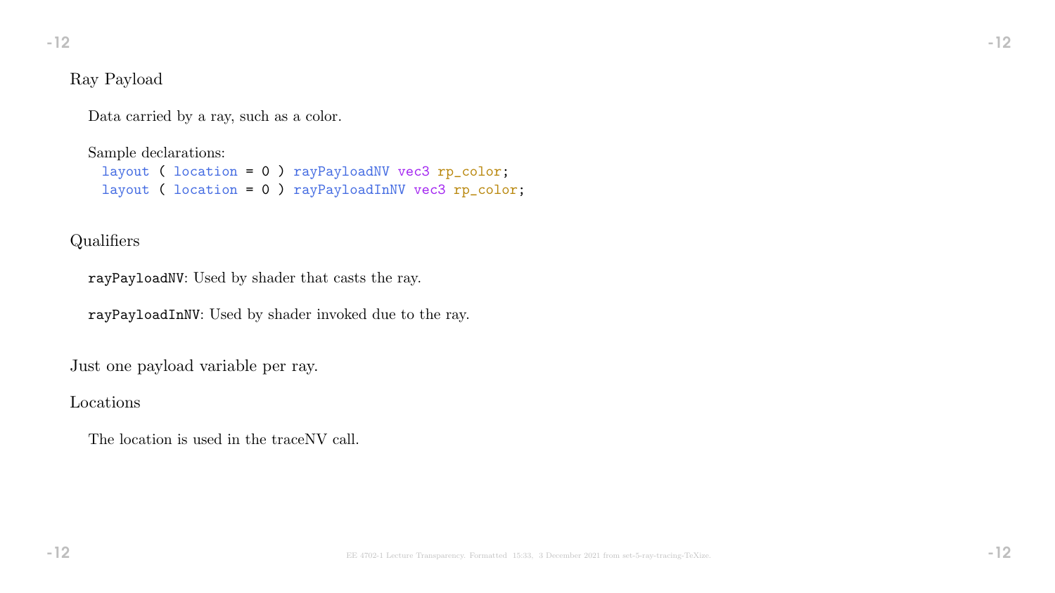## Ray Payload

Data carried by a ray, such as a color.

Sample declarations:

```
layout ( location = 0 ) rayPayloadNV vec3 rp_color;
layout ( location = 0 ) rayPayloadInNV vec3 rp_color;
```

## Qualifiers

`rayPayloadNV`: Used by shader that casts the ray.

`rayPayloadInNV`: Used by shader invoked due to the ray.

Just one payload variable per ray.

## Locations

The location is used in the traceNV call.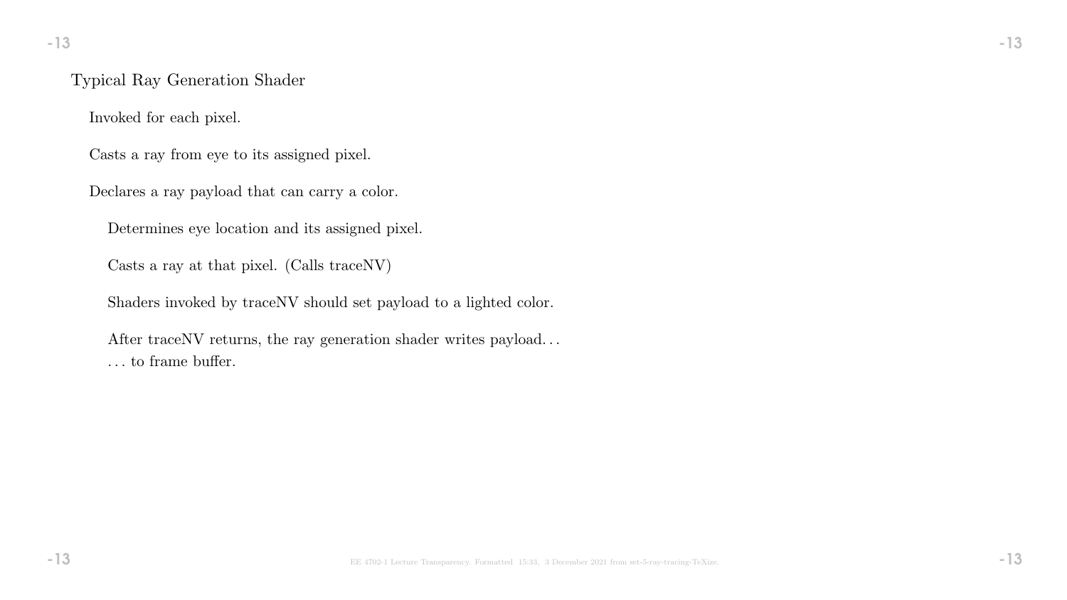## Typical Ray Generation Shader

Invoked for each pixel.

Casts a ray from eye to its assigned pixel.

Declares a ray payload that can carry a color.

- Determines eye location and its assigned pixel.

- Casts a ray at that pixel. (Calls traceNV)

- Shaders invoked by traceNV should set payload to a lighted color.

- After traceNV returns, the ray generation shader writes payload. . .
  . . . to frame buffer.